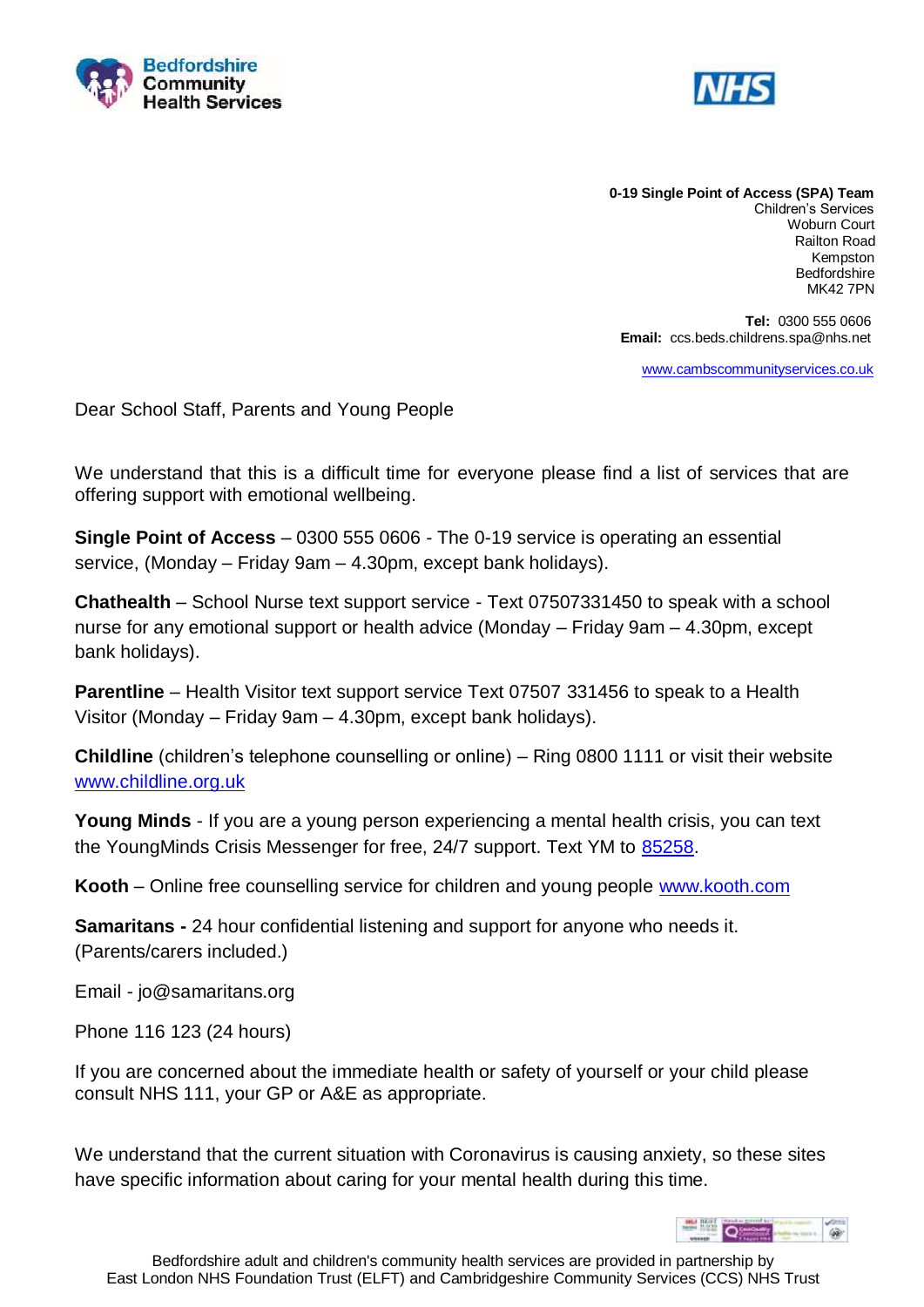Bedfordshire Community Health Services

NHS

**0-19 Single Point of Access (SPA) Team**
Children's Services
Woburn Court
Railton Road
Kempston
Bedfordshire
MK42 7PN

**Tel:** 0300 555 0606
**Email:** ccs.beds.childrens.spa@nhs.net

www.cambscommunityservices.co.uk

Dear School Staff, Parents and Young People

We understand that this is a difficult time for everyone please find a list of services that are offering support with emotional wellbeing.

**Single Point of Access** – 0300 555 0606 - The 0-19 service is operating an essential service, (Monday – Friday 9am – 4.30pm, except bank holidays).

**Chathealth** – School Nurse text support service - Text 07507331450 to speak with a school nurse for any emotional support or health advice (Monday – Friday 9am – 4.30pm, except bank holidays).

**Parentline** – Health Visitor text support service Text 07507 331456 to speak to a Health Visitor (Monday – Friday 9am – 4.30pm, except bank holidays).

**Childline** (children's telephone counselling or online) – Ring 0800 1111 or visit their website www.childline.org.uk

**Young Minds** - If you are a young person experiencing a mental health crisis, you can text the YoungMinds Crisis Messenger for free, 24/7 support. Text YM to 85258.

**Kooth** – Online free counselling service for children and young people www.kooth.com

**Samaritans -** 24 hour confidential listening and support for anyone who needs it. (Parents/carers included.)

Email - jo@samaritans.org

Phone 116 123 (24 hours)

If you are concerned about the immediate health or safety of yourself or your child please consult NHS 111, your GP or A&E as appropriate.

We understand that the current situation with Coronavirus is causing anxiety, so these sites have specific information about caring for your mental health during this time.

Bedfordshire adult and children's community health services are provided in partnership by East London NHS Foundation Trust (ELFT) and Cambridgeshire Community Services (CCS) NHS Trust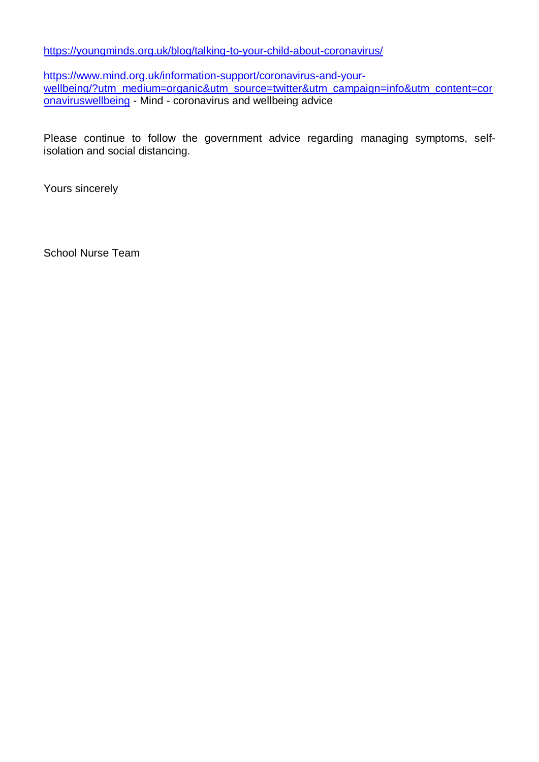https://youngminds.org.uk/blog/talking-to-your-child-about-coronavirus/

https://www.mind.org.uk/information-support/coronavirus-and-your-wellbeing/?utm_medium=organic&utm_source=twitter&utm_campaign=info&utm_content=coronaviruswellbeing - Mind - coronavirus and wellbeing advice

Please continue to follow the government advice regarding managing symptoms, self-isolation and social distancing.

Yours sincerely

School Nurse Team